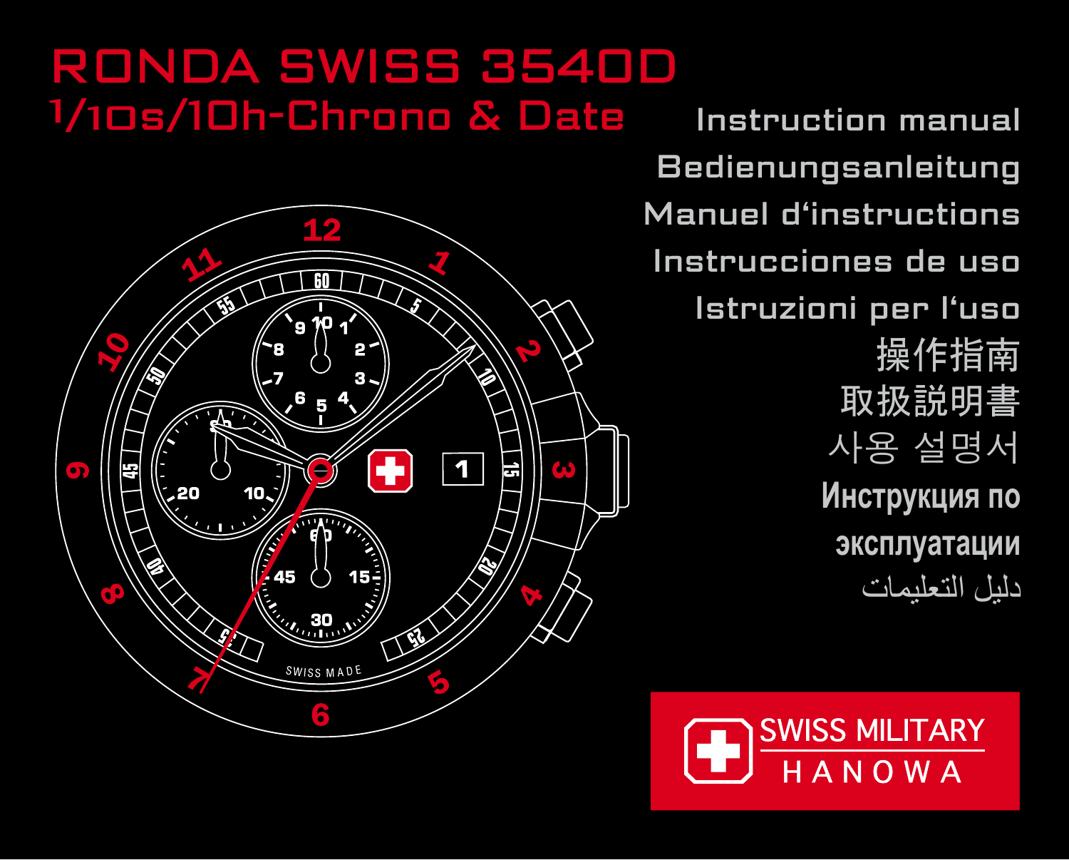# RONDA SWISS 3540D

## 1/10s/10h-Chrono & Date

Instruction manual

Bedienungsanleitung

Manuel d'instructions

Instrucciones de uso

Istruzioni per l'uso

操作指南

取扱説明書

사용 설명서

Инструкция по эксплуатации

دليل التعليمات

SWISS MILITARY HANOWA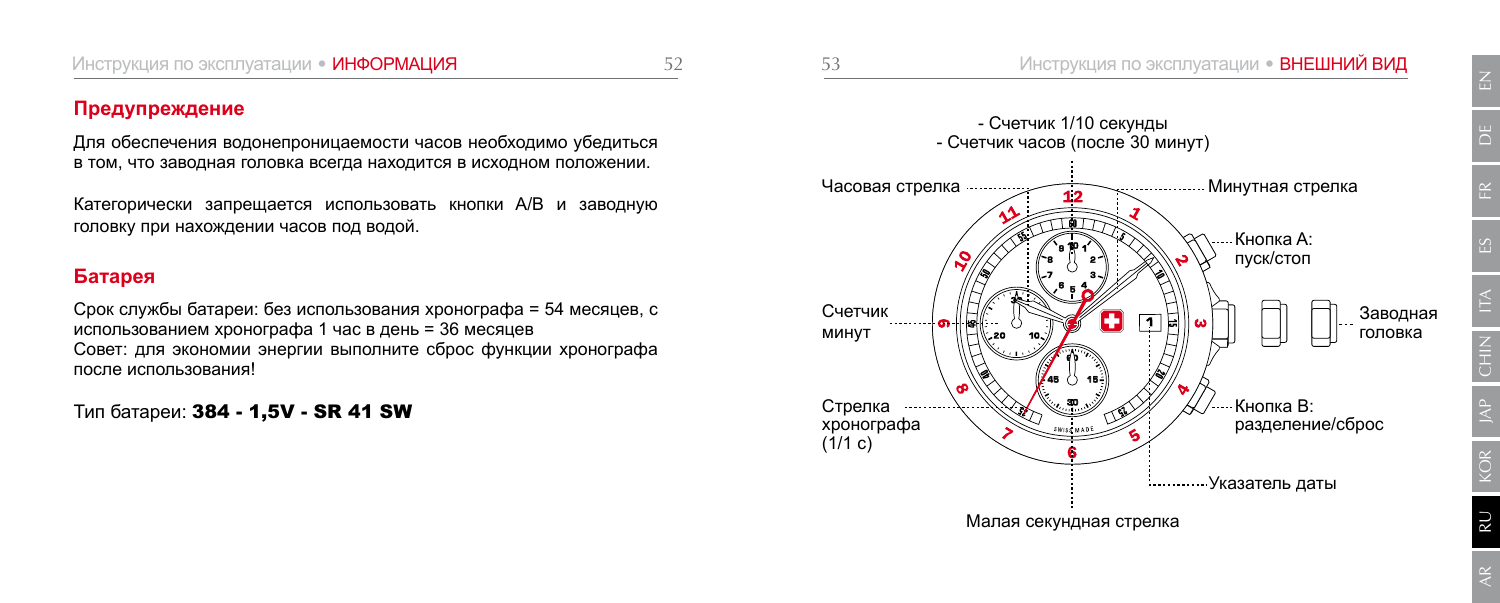## Предупреждение

Для обеспечения водонепроницаемости часов необходимо убедиться в том, что заводная головка всегда находится в исходном положении.

Категорически запрещается использовать кнопки A/B и заводную головку при нахождении часов под водой.

## Батарея

Срок службы батареи: без использования хронографа = 54 месяцев, с использованием хронографа 1 час в день = 36 месяцев
Совет: для экономии энергии выполните сброс функции хронографа после использования!

Тип батареи: **384 - 1,5V - SR 41 SW**

- Счетчик 1/10 секунды
- Счетчик часов (после 30 минут)

Часовая стрелка

Минутная стрелка

Кнопка A: пуск/стоп

Счетчик минут

Заводная головка

Стрелка хронографа (1/1 с)

Кнопка B: разделение/сброс

Указатель даты

Малая секундная стрелка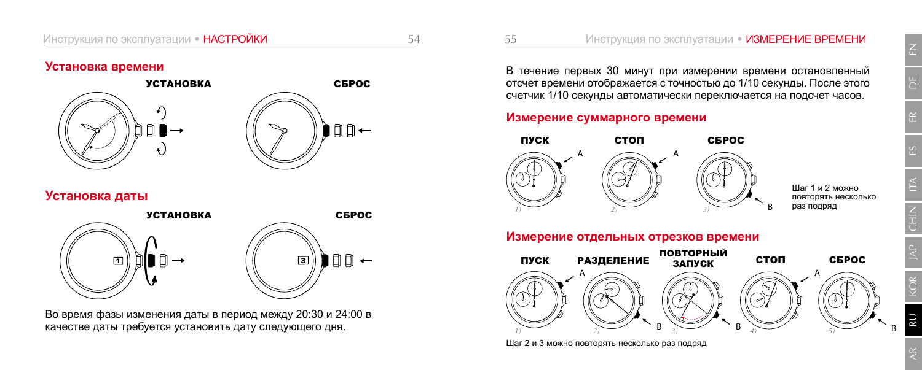## Установка времени

УСТАНОВКА

СБРОС

## Установка даты

УСТАНОВКА

СБРОС

Во время фазы изменения даты в период между 20:30 и 24:00 в качестве даты требуется установить дату следующего дня.

В течение первых 30 минут при измерении времени остановленный отсчет времени отображается с точностью до 1/10 секунды. После этого счетчик 1/10 секунды автоматически переключается на подсчет часов.

## Измерение суммарного времени

ПУСК — 1) A

СТОП — 2) A

СБРОС — 3) B

Шаг 1 и 2 можно повторять несколько раз подряд

## Измерение отдельных отрезков времени

ПУСК — 1) A

РАЗДЕЛЕНИЕ — 2) B

ПОВТОРНЫЙ ЗАПУСК — 3) B

СТОП — 4) A

СБРОС — 5) B

Шаг 2 и 3 можно повторять несколько раз подряд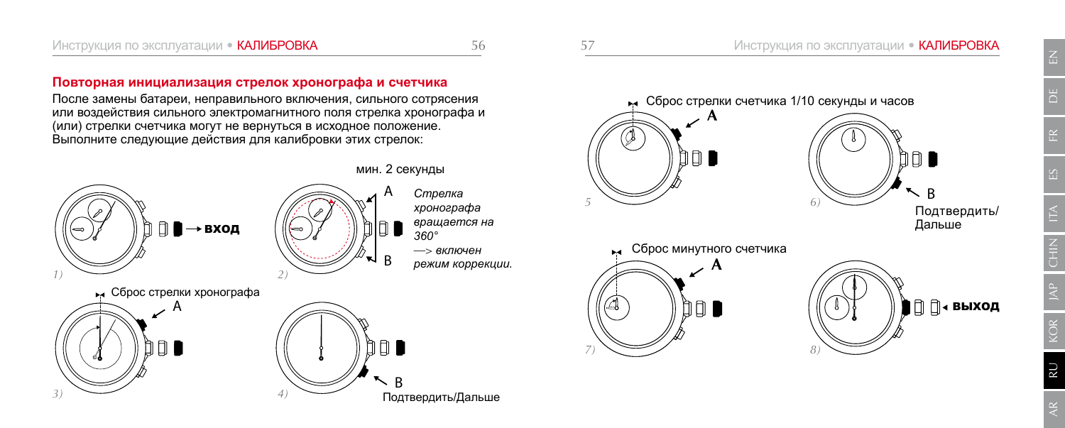## Повторная инициализация стрелок хронографа и счетчика

После замены батареи, неправильного включения, сильного сотрясения или воздействия сильного электромагнитного поля стрелка хронографа и (или) стрелки счетчика могут не вернуться в исходное положение. Выполните следующие действия для калибровки этих стрелок:

1) → вход

2) мин. 2 секунды

A

B

*Стрелка хронографа вращается на 360°*

*—> включен режим коррекции.*

3) Сброс стрелки хронографа

A

4) B

Подтвердить/Дальше

5) Сброс стрелки счетчика 1/10 секунды и часов

A

6) B

Подтвердить/ Дальше

7) Сброс минутного счетчика

A

8) ◂ выход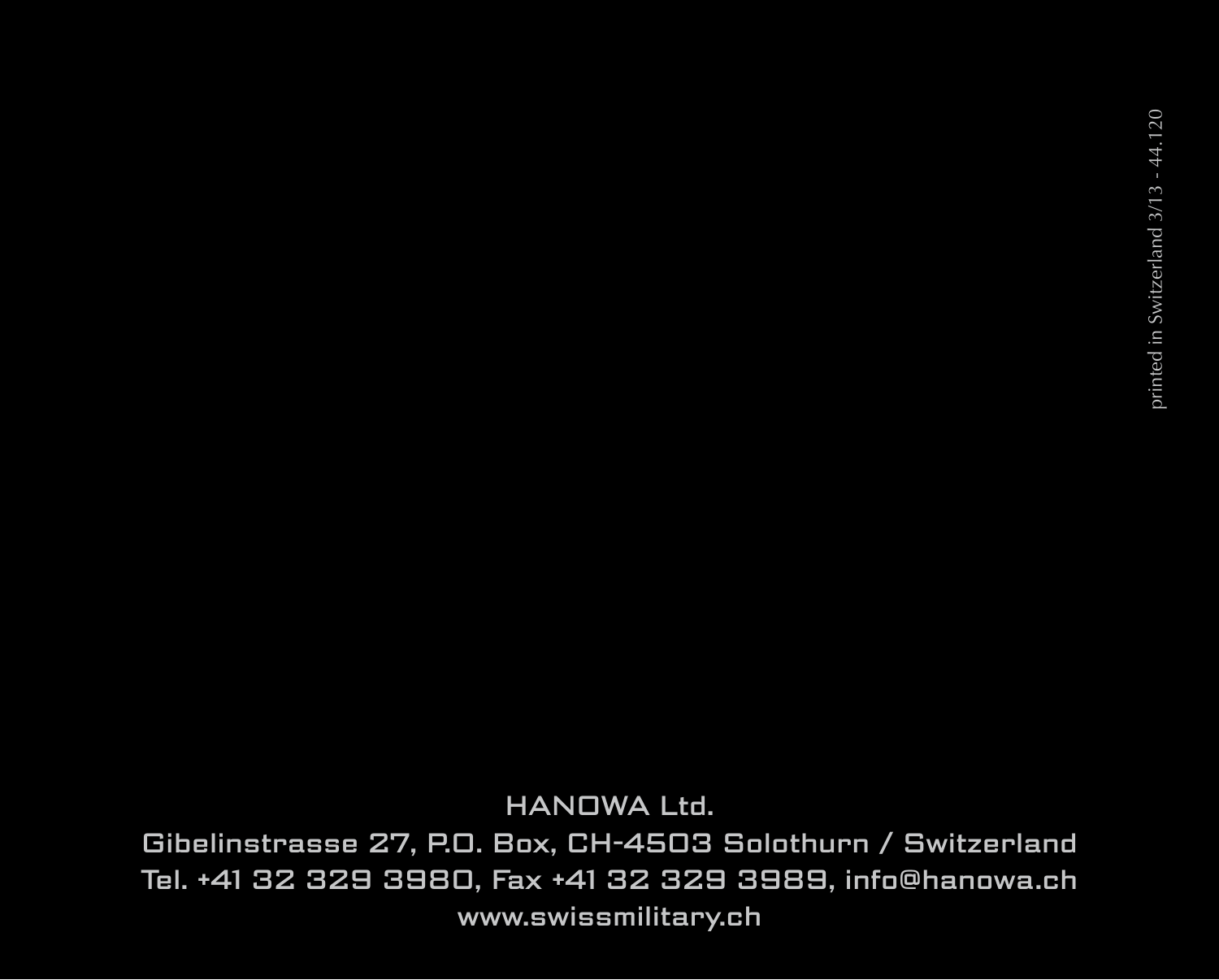printed in Switzerland 3/13 - 44.120

HANOWA Ltd.

Gibelinstrasse 27, P.O. Box, CH-4503 Solothurn / Switzerland

Tel. +41 32 329 3980, Fax +41 32 329 3989, info@hanowa.ch

www.swissmilitary.ch